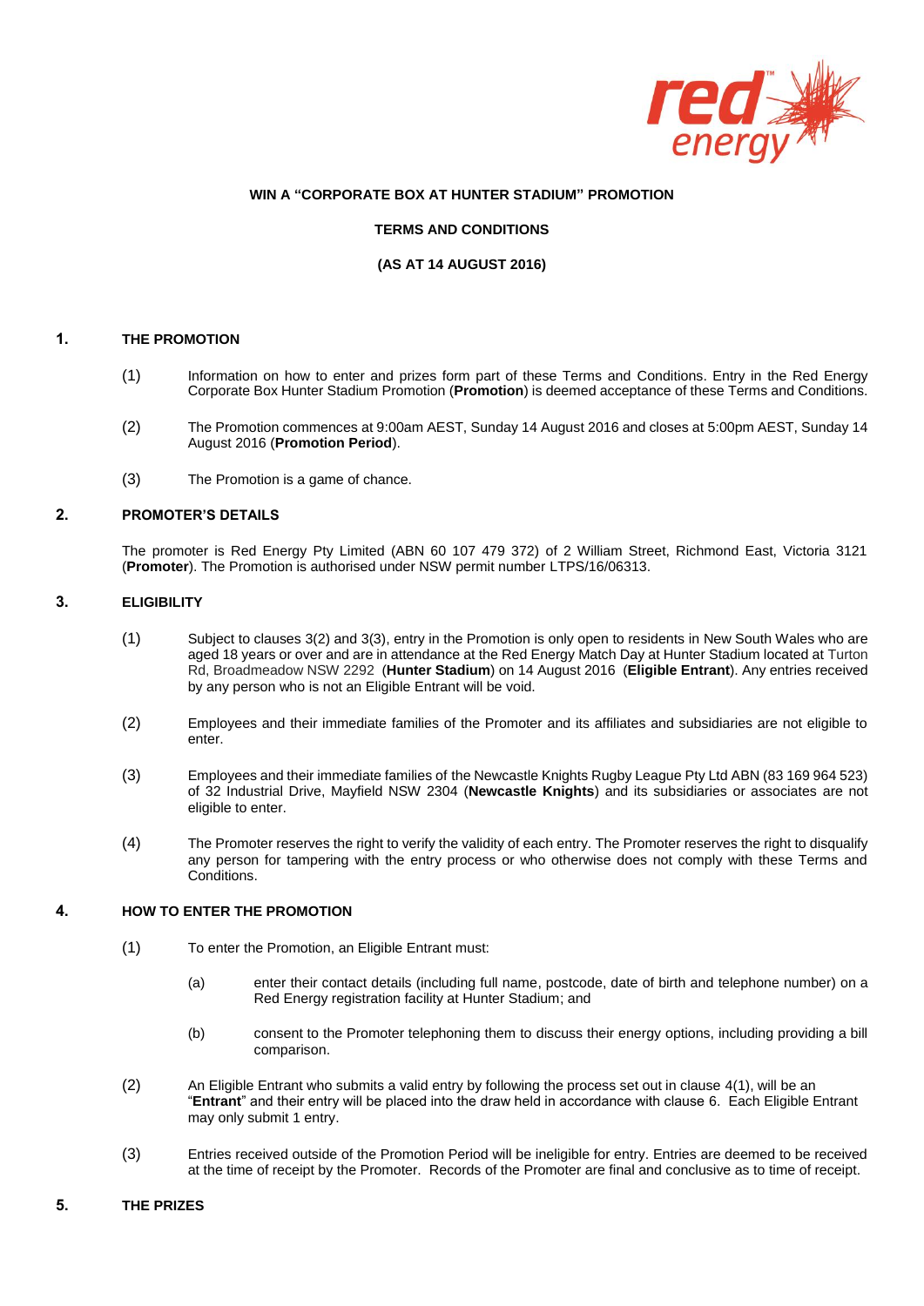**WIN A "CORPORATE BOX AT HUNTER STADIUM" PROMOTION**

**TERMS AND CONDITIONS**

**(AS AT 14 AUGUST 2016)**

## 1. THE PROMOTION

(1) Information on how to enter and prizes form part of these Terms and Conditions. Entry in the Red Energy Corporate Box Hunter Stadium Promotion (**Promotion**) is deemed acceptance of these Terms and Conditions.

(2) The Promotion commences at 9:00am AEST, Sunday 14 August 2016 and closes at 5:00pm AEST, Sunday 14 August 2016 (**Promotion Period**).

(3) The Promotion is a game of chance.

## 2. PROMOTER'S DETAILS

The promoter is Red Energy Pty Limited (ABN 60 107 479 372) of 2 William Street, Richmond East, Victoria 3121 (**Promoter**). The Promotion is authorised under NSW permit number LTPS/16/06313.

## 3. ELIGIBILITY

(1) Subject to clauses 3(2) and 3(3), entry in the Promotion is only open to residents in New South Wales who are aged 18 years or over and are in attendance at the Red Energy Match Day at Hunter Stadium located at Turton Rd, Broadmeadow NSW 2292 (**Hunter Stadium**) on 14 August 2016 (**Eligible Entrant**). Any entries received by any person who is not an Eligible Entrant will be void.

(2) Employees and their immediate families of the Promoter and its affiliates and subsidiaries are not eligible to enter.

(3) Employees and their immediate families of the Newcastle Knights Rugby League Pty Ltd ABN (83 169 964 523) of 32 Industrial Drive, Mayfield NSW 2304 (**Newcastle Knights**) and its subsidiaries or associates are not eligible to enter.

(4) The Promoter reserves the right to verify the validity of each entry. The Promoter reserves the right to disqualify any person for tampering with the entry process or who otherwise does not comply with these Terms and Conditions.

## 4. HOW TO ENTER THE PROMOTION

(1) To enter the Promotion, an Eligible Entrant must:

(a) enter their contact details (including full name, postcode, date of birth and telephone number) on a Red Energy registration facility at Hunter Stadium; and

(b) consent to the Promoter telephoning them to discuss their energy options, including providing a bill comparison.

(2) An Eligible Entrant who submits a valid entry by following the process set out in clause 4(1), will be an "**Entrant**" and their entry will be placed into the draw held in accordance with clause 6. Each Eligible Entrant may only submit 1 entry.

(3) Entries received outside of the Promotion Period will be ineligible for entry. Entries are deemed to be received at the time of receipt by the Promoter. Records of the Promoter are final and conclusive as to time of receipt.

## 5. THE PRIZES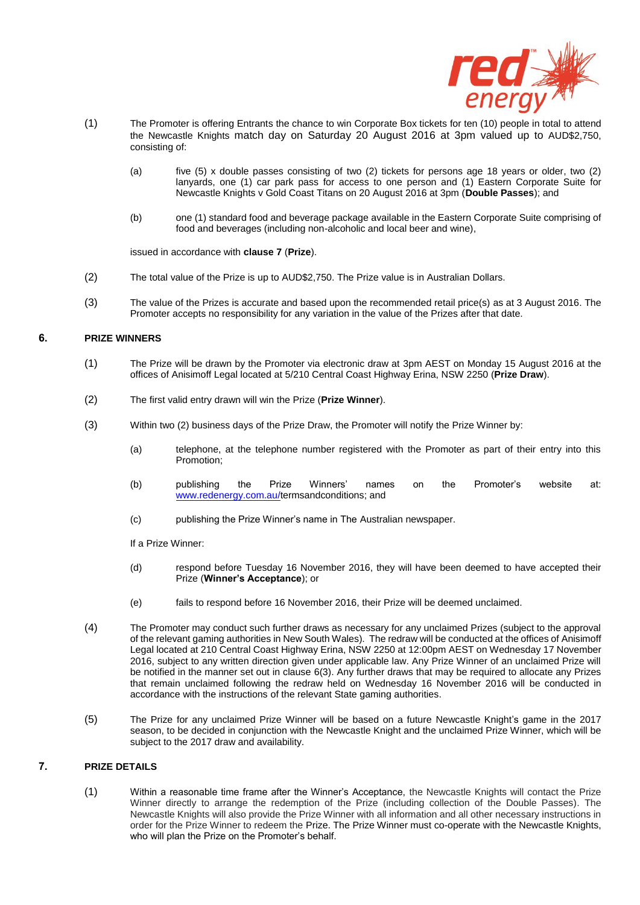(1) The Promoter is offering Entrants the chance to win Corporate Box tickets for ten (10) people in total to attend the Newcastle Knights match day on Saturday 20 August 2016 at 3pm valued up to AUD$2,750, consisting of:

  (a) five (5) x double passes consisting of two (2) tickets for persons age 18 years or older, two (2) lanyards, one (1) car park pass for access to one person and (1) Eastern Corporate Suite for Newcastle Knights v Gold Coast Titans on 20 August 2016 at 3pm (**Double Passes**); and

  (b) one (1) standard food and beverage package available in the Eastern Corporate Suite comprising of food and beverages (including non-alcoholic and local beer and wine),

  issued in accordance with **clause 7** (**Prize**).

(2) The total value of the Prize is up to AUD$2,750. The Prize value is in Australian Dollars.

(3) The value of the Prizes is accurate and based upon the recommended retail price(s) as at 3 August 2016. The Promoter accepts no responsibility for any variation in the value of the Prizes after that date.

## 6. PRIZE WINNERS

(1) The Prize will be drawn by the Promoter via electronic draw at 3pm AEST on Monday 15 August 2016 at the offices of Anisimoff Legal located at 5/210 Central Coast Highway Erina, NSW 2250 (**Prize Draw**).

(2) The first valid entry drawn will win the Prize (**Prize Winner**).

(3) Within two (2) business days of the Prize Draw, the Promoter will notify the Prize Winner by:

  (a) telephone, at the telephone number registered with the Promoter as part of their entry into this Promotion;

  (b) publishing the Prize Winners' names on the Promoter's website at: www.redenergy.com.au/termsandconditions; and

  (c) publishing the Prize Winner's name in The Australian newspaper.

  If a Prize Winner:

  (d) respond before Tuesday 16 November 2016, they will have been deemed to have accepted their Prize (**Winner's Acceptance**); or

  (e) fails to respond before 16 November 2016, their Prize will be deemed unclaimed.

(4) The Promoter may conduct such further draws as necessary for any unclaimed Prizes (subject to the approval of the relevant gaming authorities in New South Wales). The redraw will be conducted at the offices of Anisimoff Legal located at 210 Central Coast Highway Erina, NSW 2250 at 12:00pm AEST on Wednesday 17 November 2016, subject to any written direction given under applicable law. Any Prize Winner of an unclaimed Prize will be notified in the manner set out in clause 6(3). Any further draws that may be required to allocate any Prizes that remain unclaimed following the redraw held on Wednesday 16 November 2016 will be conducted in accordance with the instructions of the relevant State gaming authorities.

(5) The Prize for any unclaimed Prize Winner will be based on a future Newcastle Knight's game in the 2017 season, to be decided in conjunction with the Newcastle Knight and the unclaimed Prize Winner, which will be subject to the 2017 draw and availability.

## 7. PRIZE DETAILS

(1) Within a reasonable time frame after the Winner's Acceptance, the Newcastle Knights will contact the Prize Winner directly to arrange the redemption of the Prize (including collection of the Double Passes). The Newcastle Knights will also provide the Prize Winner with all information and all other necessary instructions in order for the Prize Winner to redeem the Prize. The Prize Winner must co-operate with the Newcastle Knights, who will plan the Prize on the Promoter's behalf.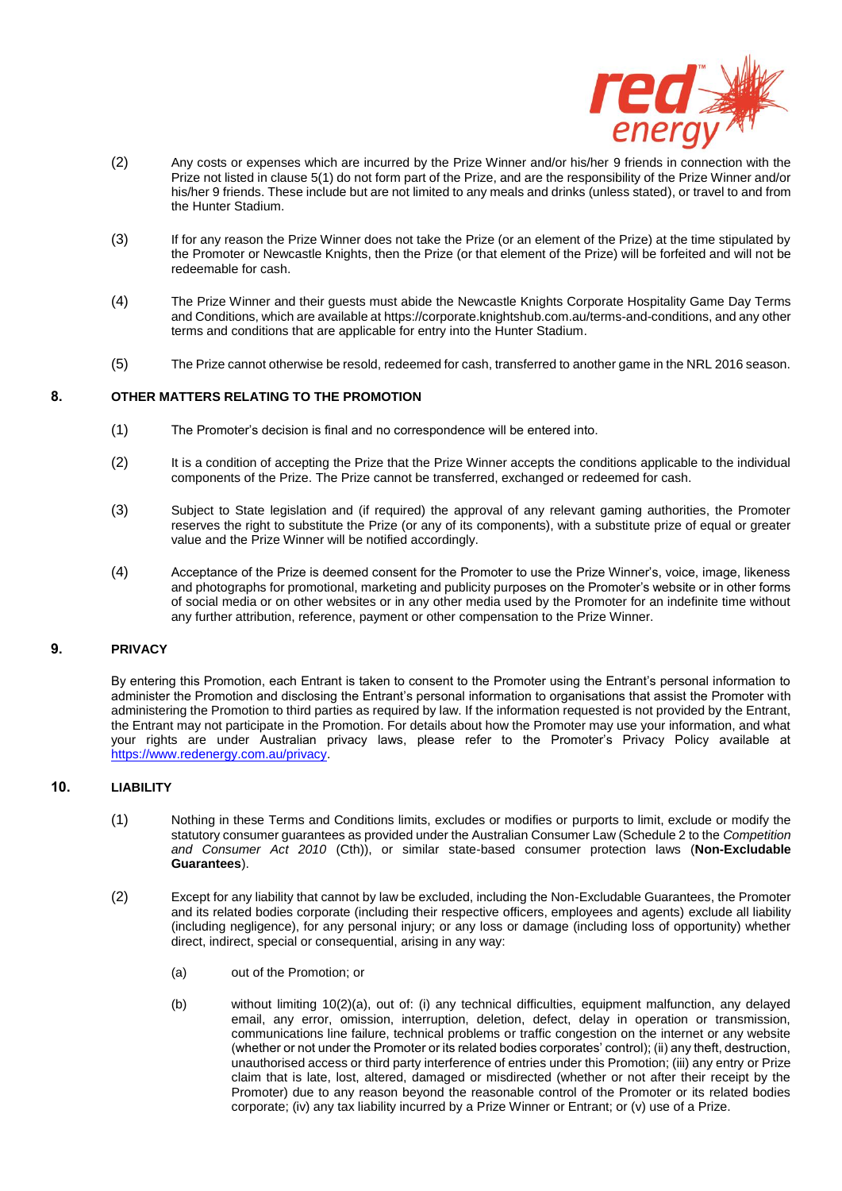(2) Any costs or expenses which are incurred by the Prize Winner and/or his/her 9 friends in connection with the Prize not listed in clause 5(1) do not form part of the Prize, and are the responsibility of the Prize Winner and/or his/her 9 friends. These include but are not limited to any meals and drinks (unless stated), or travel to and from the Hunter Stadium.

(3) If for any reason the Prize Winner does not take the Prize (or an element of the Prize) at the time stipulated by the Promoter or Newcastle Knights, then the Prize (or that element of the Prize) will be forfeited and will not be redeemable for cash.

(4) The Prize Winner and their guests must abide the Newcastle Knights Corporate Hospitality Game Day Terms and Conditions, which are available at https://corporate.knightshub.com.au/terms-and-conditions, and any other terms and conditions that are applicable for entry into the Hunter Stadium.

(5) The Prize cannot otherwise be resold, redeemed for cash, transferred to another game in the NRL 2016 season.

## 8. OTHER MATTERS RELATING TO THE PROMOTION

(1) The Promoter's decision is final and no correspondence will be entered into.

(2) It is a condition of accepting the Prize that the Prize Winner accepts the conditions applicable to the individual components of the Prize. The Prize cannot be transferred, exchanged or redeemed for cash.

(3) Subject to State legislation and (if required) the approval of any relevant gaming authorities, the Promoter reserves the right to substitute the Prize (or any of its components), with a substitute prize of equal or greater value and the Prize Winner will be notified accordingly.

(4) Acceptance of the Prize is deemed consent for the Promoter to use the Prize Winner's, voice, image, likeness and photographs for promotional, marketing and publicity purposes on the Promoter's website or in other forms of social media or on other websites or in any other media used by the Promoter for an indefinite time without any further attribution, reference, payment or other compensation to the Prize Winner.

## 9. PRIVACY

By entering this Promotion, each Entrant is taken to consent to the Promoter using the Entrant's personal information to administer the Promotion and disclosing the Entrant's personal information to organisations that assist the Promoter with administering the Promotion to third parties as required by law. If the information requested is not provided by the Entrant, the Entrant may not participate in the Promotion. For details about how the Promoter may use your information, and what your rights are under Australian privacy laws, please refer to the Promoter's Privacy Policy available at https://www.redenergy.com.au/privacy.

## 10. LIABILITY

(1) Nothing in these Terms and Conditions limits, excludes or modifies or purports to limit, exclude or modify the statutory consumer guarantees as provided under the Australian Consumer Law (Schedule 2 to the *Competition and Consumer Act 2010* (Cth)), or similar state-based consumer protection laws (**Non-Excludable Guarantees**).

(2) Except for any liability that cannot by law be excluded, including the Non-Excludable Guarantees, the Promoter and its related bodies corporate (including their respective officers, employees and agents) exclude all liability (including negligence), for any personal injury; or any loss or damage (including loss of opportunity) whether direct, indirect, special or consequential, arising in any way:

(a) out of the Promotion; or

(b) without limiting 10(2)(a), out of: (i) any technical difficulties, equipment malfunction, any delayed email, any error, omission, interruption, deletion, defect, delay in operation or transmission, communications line failure, technical problems or traffic congestion on the internet or any website (whether or not under the Promoter or its related bodies corporates' control); (ii) any theft, destruction, unauthorised access or third party interference of entries under this Promotion; (iii) any entry or Prize claim that is late, lost, altered, damaged or misdirected (whether or not after their receipt by the Promoter) due to any reason beyond the reasonable control of the Promoter or its related bodies corporate; (iv) any tax liability incurred by a Prize Winner or Entrant; or (v) use of a Prize.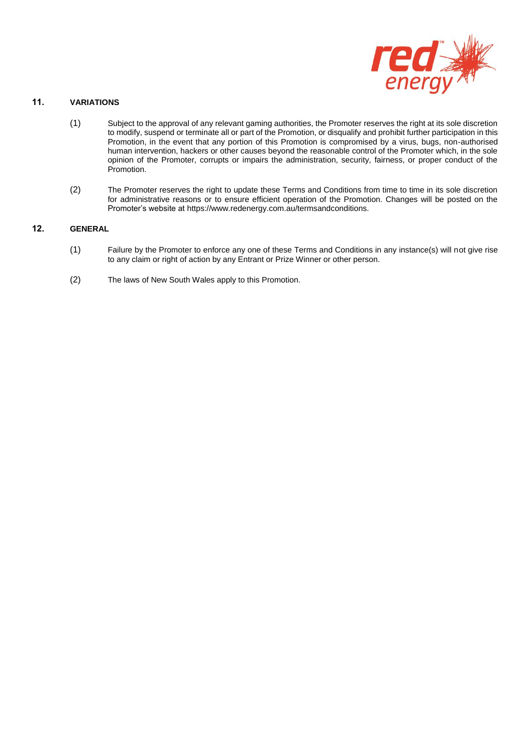## 11. VARIATIONS

(1) Subject to the approval of any relevant gaming authorities, the Promoter reserves the right at its sole discretion to modify, suspend or terminate all or part of the Promotion, or disqualify and prohibit further participation in this Promotion, in the event that any portion of this Promotion is compromised by a virus, bugs, non-authorised human intervention, hackers or other causes beyond the reasonable control of the Promoter which, in the sole opinion of the Promoter, corrupts or impairs the administration, security, fairness, or proper conduct of the Promotion.

(2) The Promoter reserves the right to update these Terms and Conditions from time to time in its sole discretion for administrative reasons or to ensure efficient operation of the Promotion. Changes will be posted on the Promoter's website at https://www.redenergy.com.au/termsandconditions.

## 12. GENERAL

(1) Failure by the Promoter to enforce any one of these Terms and Conditions in any instance(s) will not give rise to any claim or right of action by any Entrant or Prize Winner or other person.

(2) The laws of New South Wales apply to this Promotion.